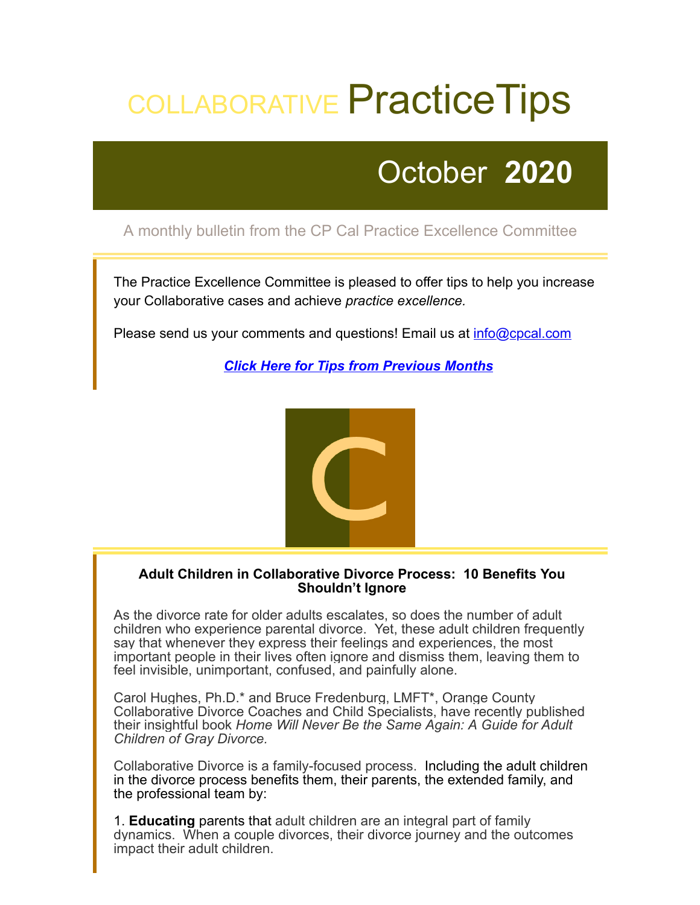# COLLABORATIVE PracticeTips

## October **2020**

A monthly bulletin from the CP Cal Practice Excellence Committee

The Practice Excellence Committee is pleased to offer tips to help you increase your Collaborative cases and achieve *practice excellence.*

Please send us your comments and questions! Email us at info@cpcal.com

***Click Here for Tips from Previous Months***

### Adult Children in Collaborative Divorce Process: 10 Benefits You Shouldn't Ignore

As the divorce rate for older adults escalates, so does the number of adult children who experience parental divorce. Yet, these adult children frequently say that whenever they express their feelings and experiences, the most important people in their lives often ignore and dismiss them, leaving them to feel invisible, unimportant, confused, and painfully alone.

Carol Hughes, Ph.D.* and Bruce Fredenburg, LMFT*, Orange County Collaborative Divorce Coaches and Child Specialists, have recently published their insightful book *Home Will Never Be the Same Again: A Guide for Adult Children of Gray Divorce.*

Collaborative Divorce is a family-focused process. Including the adult children in the divorce process benefits them, their parents, the extended family, and the professional team by:

1. **Educating** parents that adult children are an integral part of family dynamics. When a couple divorces, their divorce journey and the outcomes impact their adult children.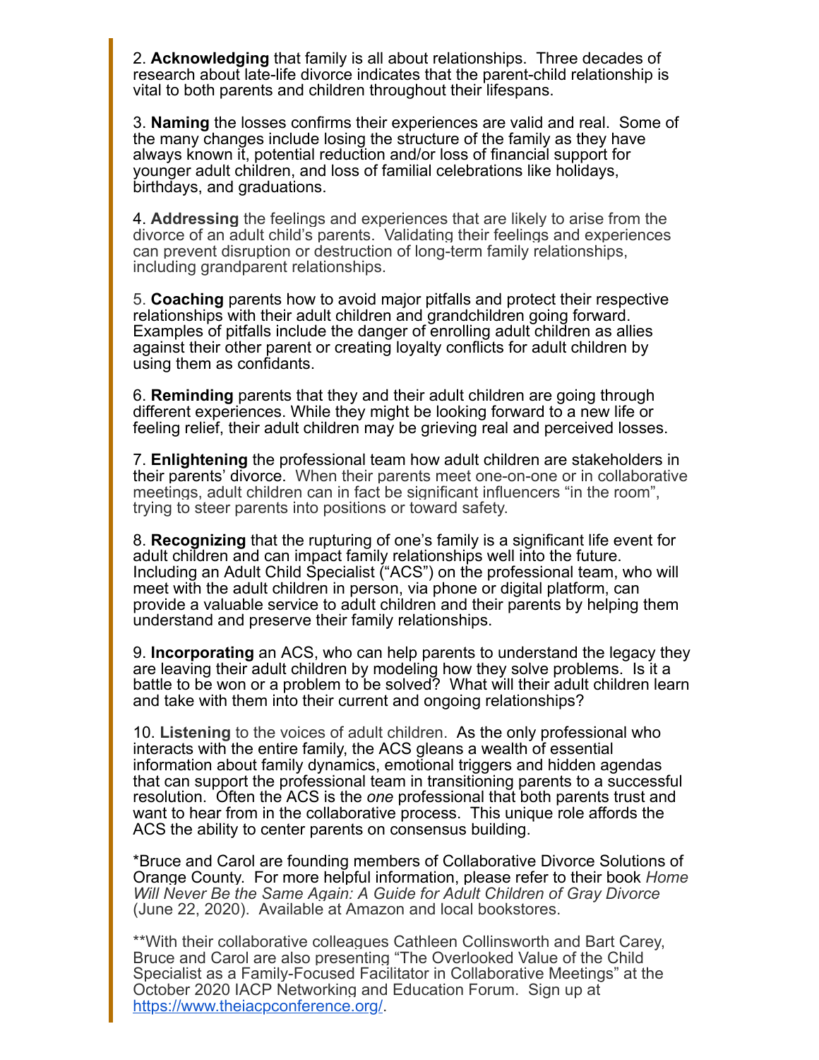2. **Acknowledging** that family is all about relationships. Three decades of research about late-life divorce indicates that the parent-child relationship is vital to both parents and children throughout their lifespans.

3. **Naming** the losses confirms their experiences are valid and real. Some of the many changes include losing the structure of the family as they have always known it, potential reduction and/or loss of financial support for younger adult children, and loss of familial celebrations like holidays, birthdays, and graduations.

4. **Addressing** the feelings and experiences that are likely to arise from the divorce of an adult child's parents. Validating their feelings and experiences can prevent disruption or destruction of long-term family relationships, including grandparent relationships.

5. **Coaching** parents how to avoid major pitfalls and protect their respective relationships with their adult children and grandchildren going forward. Examples of pitfalls include the danger of enrolling adult children as allies against their other parent or creating loyalty conflicts for adult children by using them as confidants.

6. **Reminding** parents that they and their adult children are going through different experiences. While they might be looking forward to a new life or feeling relief, their adult children may be grieving real and perceived losses.

7. **Enlightening** the professional team how adult children are stakeholders in their parents' divorce. When their parents meet one-on-one or in collaborative meetings, adult children can in fact be significant influencers "in the room", trying to steer parents into positions or toward safety.

8. **Recognizing** that the rupturing of one's family is a significant life event for adult children and can impact family relationships well into the future. Including an Adult Child Specialist ("ACS") on the professional team, who will meet with the adult children in person, via phone or digital platform, can provide a valuable service to adult children and their parents by helping them understand and preserve their family relationships.

9. **Incorporating** an ACS, who can help parents to understand the legacy they are leaving their adult children by modeling how they solve problems. Is it a battle to be won or a problem to be solved? What will their adult children learn and take with them into their current and ongoing relationships?

10. **Listening** to the voices of adult children. As the only professional who interacts with the entire family, the ACS gleans a wealth of essential information about family dynamics, emotional triggers and hidden agendas that can support the professional team in transitioning parents to a successful resolution. Often the ACS is the *one* professional that both parents trust and want to hear from in the collaborative process. This unique role affords the ACS the ability to center parents on consensus building.

*Bruce and Carol are founding members of Collaborative Divorce Solutions of Orange County. For more helpful information, please refer to their book *Home Will Never Be the Same Again: A Guide for Adult Children of Gray Divorce* (June 22, 2020). Available at Amazon and local bookstores.

**With their collaborative colleagues Cathleen Collinsworth and Bart Carey, Bruce and Carol are also presenting "The Overlooked Value of the Child Specialist as a Family-Focused Facilitator in Collaborative Meetings" at the October 2020 IACP Networking and Education Forum. Sign up at https://www.theiacpconference.org/.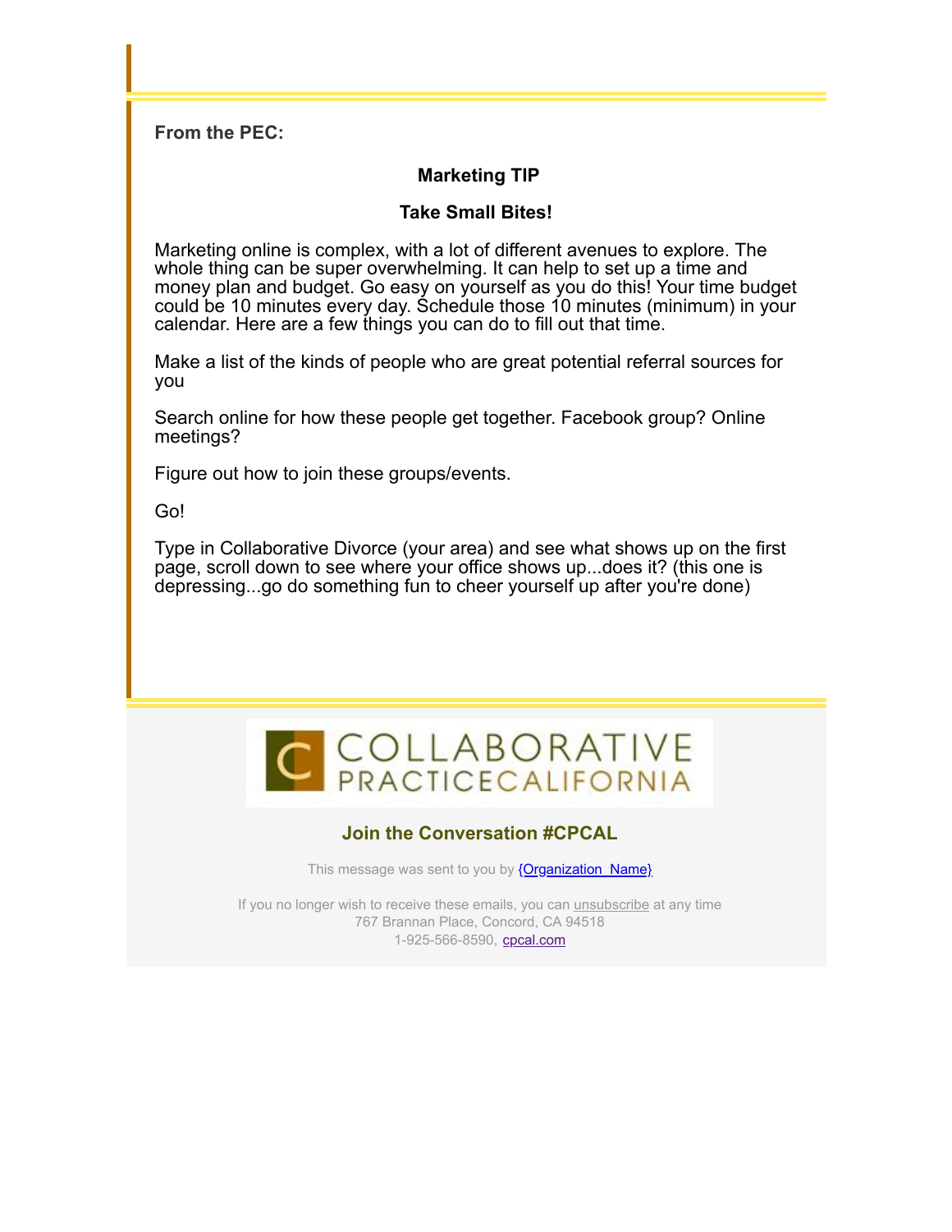**From the PEC:**

### Marketing TIP

### Take Small Bites!

Marketing online is complex, with a lot of different avenues to explore. The whole thing can be super overwhelming. It can help to set up a time and money plan and budget. Go easy on yourself as you do this! Your time budget could be 10 minutes every day. Schedule those 10 minutes (minimum) in your calendar. Here are a few things you can do to fill out that time.

Make a list of the kinds of people who are great potential referral sources for you

Search online for how these people get together. Facebook group? Online meetings?

Figure out how to join these groups/events.

Go!

Type in Collaborative Divorce (your area) and see what shows up on the first page, scroll down to see where your office shows up...does it? (this one is depressing...go do something fun to cheer yourself up after you're done)

COLLABORATIVE PRACTICECALIFORNIA

**Join the Conversation #CPCAL**

This message was sent to you by {Organization_Name}

If you no longer wish to receive these emails, you can unsubscribe at any time
767 Brannan Place, Concord, CA 94518
1-925-566-8590, cpcal.com